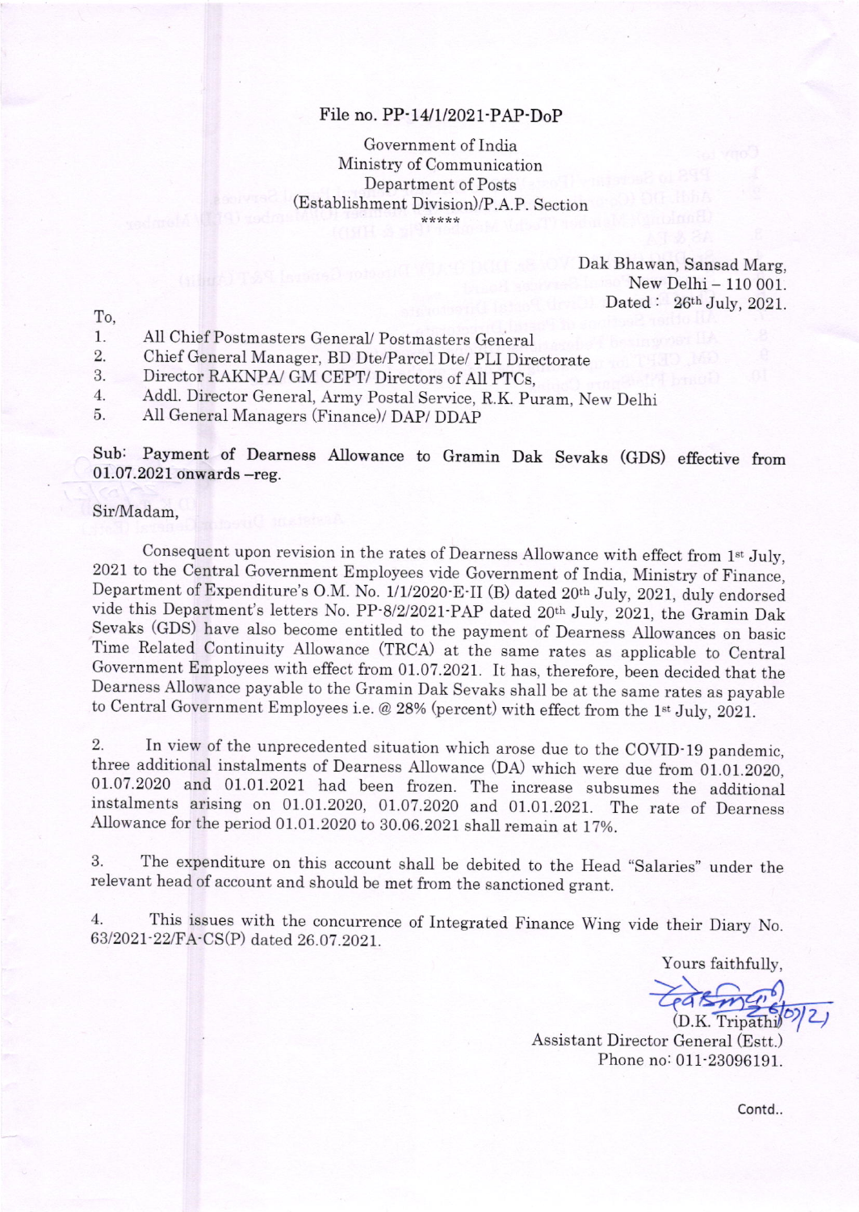File no. PP-14/1/2021-PAP-DoP

Government of India
Ministry of Communication
Department of Posts
(Establishment Division)/P.A.P. Section
\*\*\*\*\*

Dak Bhawan, Sansad Marg,
New Delhi – 110 001.
Dated : 26th July, 2021.

To,

1. All Chief Postmasters General/ Postmasters General
2. Chief General Manager, BD Dte/Parcel Dte/ PLI Directorate
3. Director RAKNPA/ GM CEPT/ Directors of All PTCs,
4. Addl. Director General, Army Postal Service, R.K. Puram, New Delhi
5. All General Managers (Finance)/ DAP/ DDAP

**Sub: Payment of Dearness Allowance to Gramin Dak Sevaks (GDS) effective from 01.07.2021 onwards –reg.**

Sir/Madam,

Consequent upon revision in the rates of Dearness Allowance with effect from 1st July, 2021 to the Central Government Employees vide Government of India, Ministry of Finance, Department of Expenditure's O.M. No. 1/1/2020-E-II (B) dated 20th July, 2021, duly endorsed vide this Department's letters No. PP-8/2/2021-PAP dated 20th July, 2021, the Gramin Dak Sevaks (GDS) have also become entitled to the payment of Dearness Allowances on basic Time Related Continuity Allowance (TRCA) at the same rates as applicable to Central Government Employees with effect from 01.07.2021. It has, therefore, been decided that the Dearness Allowance payable to the Gramin Dak Sevaks shall be at the same rates as payable to Central Government Employees i.e. @ 28% (percent) with effect from the 1st July, 2021.

2. In view of the unprecedented situation which arose due to the COVID-19 pandemic, three additional instalments of Dearness Allowance (DA) which were due from 01.01.2020, 01.07.2020 and 01.01.2021 had been frozen. The increase subsumes the additional instalments arising on 01.01.2020, 01.07.2020 and 01.01.2021. The rate of Dearness Allowance for the period 01.01.2020 to 30.06.2021 shall remain at 17%.

3. The expenditure on this account shall be debited to the Head "Salaries" under the relevant head of account and should be met from the sanctioned grant.

4. This issues with the concurrence of Integrated Finance Wing vide their Diary No. 63/2021-22/FA-CS(P) dated 26.07.2021.

Yours faithfully,

(D.K. Tripathi)
Assistant Director General (Estt.)
Phone no: 011-23096191.

Contd..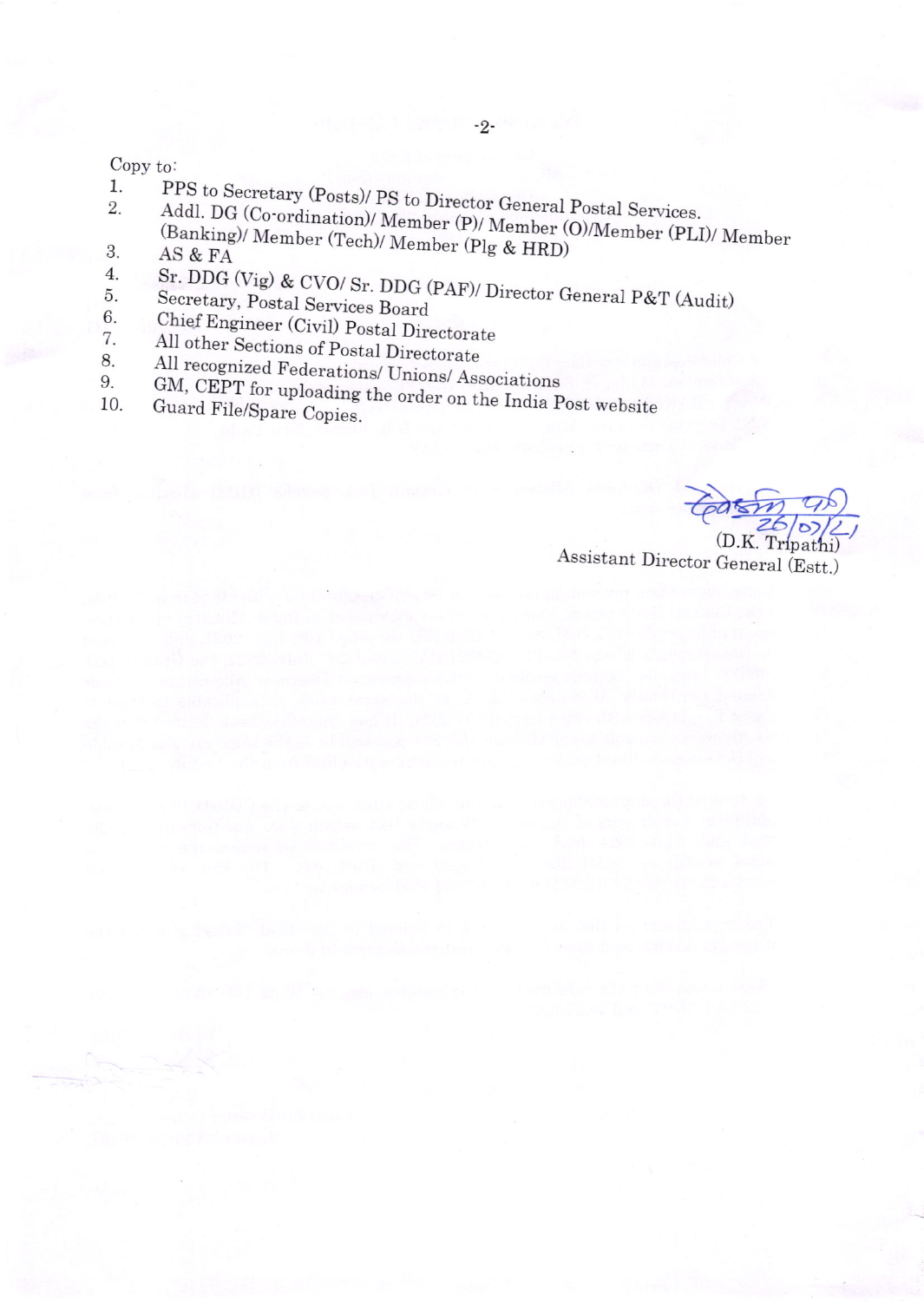Copy to:

1. PPS to Secretary (Posts)/ PS to Director General Postal Services.
2. Addl. DG (Co-ordination)/ Member (P)/ Member (O)/Member (PLI)/ Member (Banking)/ Member (Tech)/ Member (Plg & HRD)
3. AS & FA
4. Sr. DDG (Vig) & CVO/ Sr. DDG (PAF)/ Director General P&T (Audit)
5. Secretary, Postal Services Board
6. Chief Engineer (Civil) Postal Directorate
7. All other Sections of Postal Directorate
8. All recognized Federations/ Unions/ Associations
9. GM, CEPT for uploading the order on the India Post website
10. Guard File/Spare Copies.

26/07/21

(D.K. Tripathi)
Assistant Director General (Estt.)